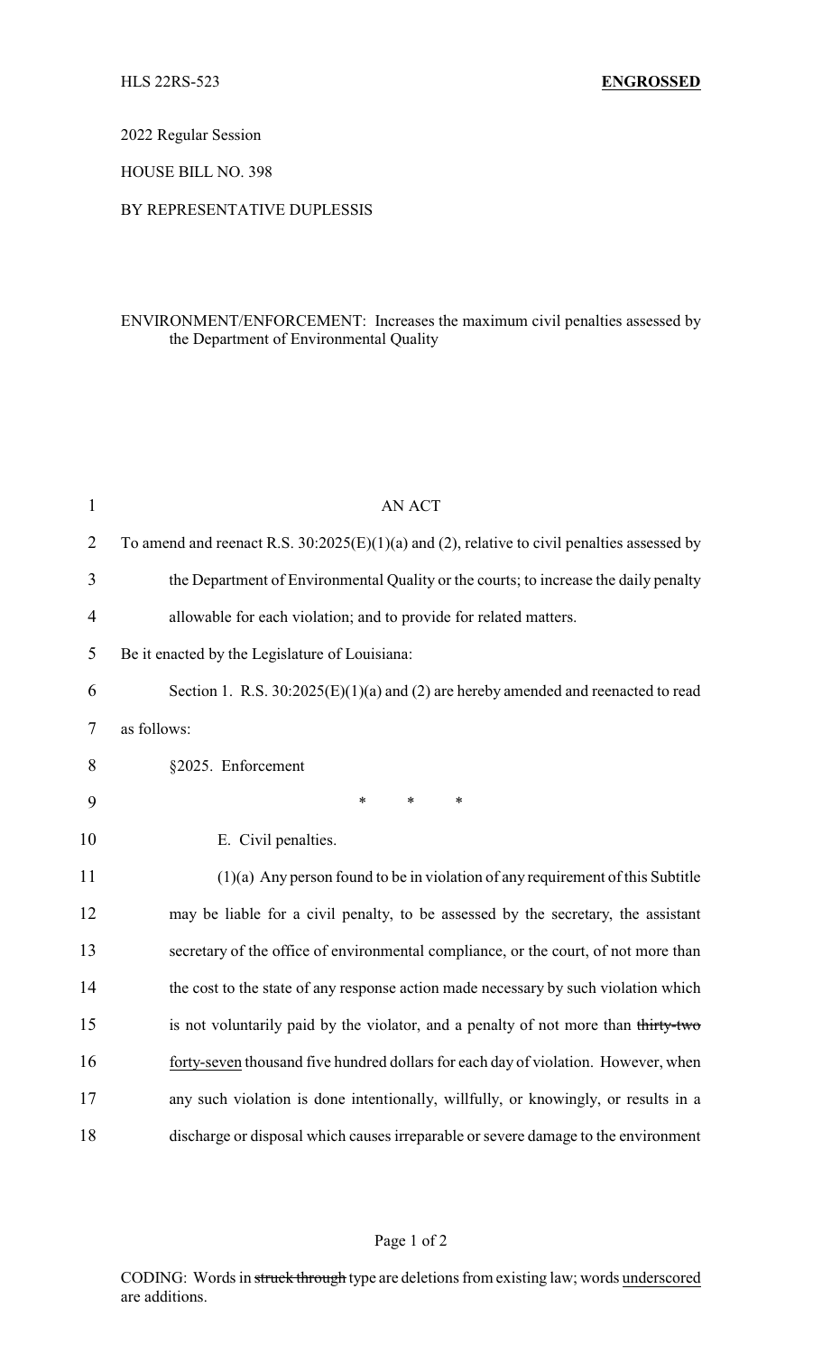HLS 22RS-523 **ENGROSSED**

2022 Regular Session

HOUSE BILL NO. 398

BY REPRESENTATIVE DUPLESSIS

ENVIRONMENT/ENFORCEMENT: Increases the maximum civil penalties assessed by the Department of Environmental Quality

AN ACT

To amend and reenact R.S. 30:2025(E)(1)(a) and (2), relative to civil penalties assessed by the Department of Environmental Quality or the courts; to increase the daily penalty allowable for each violation; and to provide for related matters.

Be it enacted by the Legislature of Louisiana:

Section 1. R.S. 30:2025(E)(1)(a) and (2) are hereby amended and reenacted to read as follows:

§2025. Enforcement

\* \* \*

E. Civil penalties.

(1)(a) Any person found to be in violation of any requirement of this Subtitle may be liable for a civil penalty, to be assessed by the secretary, the assistant secretary of the office of environmental compliance, or the court, of not more than the cost to the state of any response action made necessary by such violation which is not voluntarily paid by the violator, and a penalty of not more than ~~thirty-two~~ <u>forty-seven</u> thousand five hundred dollars for each day of violation. However, when any such violation is done intentionally, willfully, or knowingly, or results in a discharge or disposal which causes irreparable or severe damage to the environment

CODING: Words in ~~struck through~~ type are deletions from existing law; words <u>underscored</u> are additions.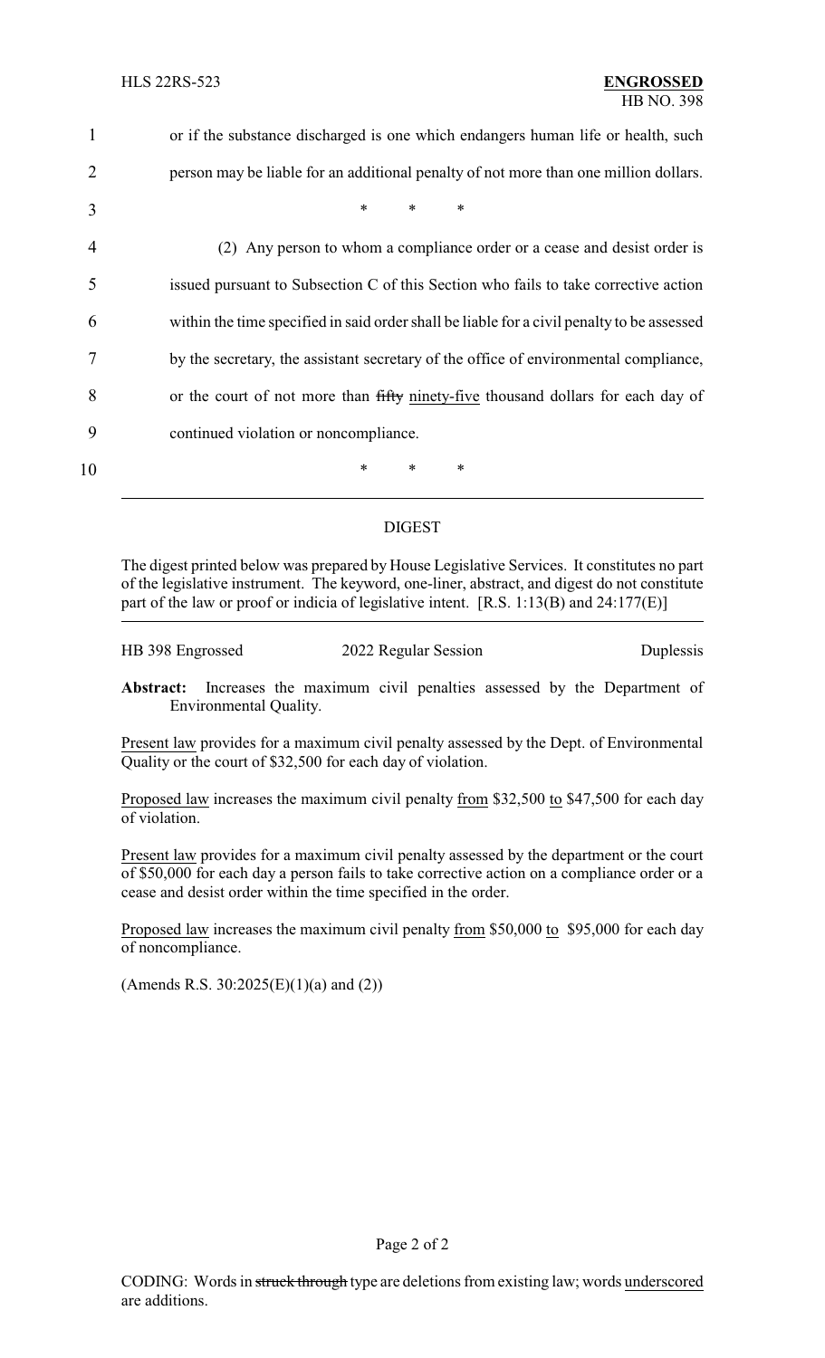or if the substance discharged is one which endangers human life or health, such person may be liable for an additional penalty of not more than one million dollars.

\* \* \*

(2) Any person to whom a compliance order or a cease and desist order is issued pursuant to Subsection C of this Section who fails to take corrective action within the time specified in said order shall be liable for a civil penalty to be assessed by the secretary, the assistant secretary of the office of environmental compliance, or the court of not more than ~~fifty~~ <u>ninety-five</u> thousand dollars for each day of continued violation or noncompliance.

\* \* \*

---

DIGEST

The digest printed below was prepared by House Legislative Services. It constitutes no part of the legislative instrument. The keyword, one-liner, abstract, and digest do not constitute part of the law or proof or indicia of legislative intent. [R.S. 1:13(B) and 24:177(E)]

---

HB 398 Engrossed 2022 Regular Session Duplessis

**Abstract:** Increases the maximum civil penalties assessed by the Department of Environmental Quality.

<u>Present law</u> provides for a maximum civil penalty assessed by the Dept. of Environmental Quality or the court of $32,500 for each day of violation.

<u>Proposed law</u> increases the maximum civil penalty <u>from</u> $32,500 <u>to</u> $47,500 for each day of violation.

<u>Present law</u> provides for a maximum civil penalty assessed by the department or the court of $50,000 for each day a person fails to take corrective action on a compliance order or a cease and desist order within the time specified in the order.

<u>Proposed law</u> increases the maximum civil penalty <u>from</u> $50,000 <u>to</u> $95,000 for each day of noncompliance.

(Amends R.S. 30:2025(E)(1)(a) and (2))

CODING: Words in ~~struck through~~ type are deletions from existing law; words <u>underscored</u> are additions.